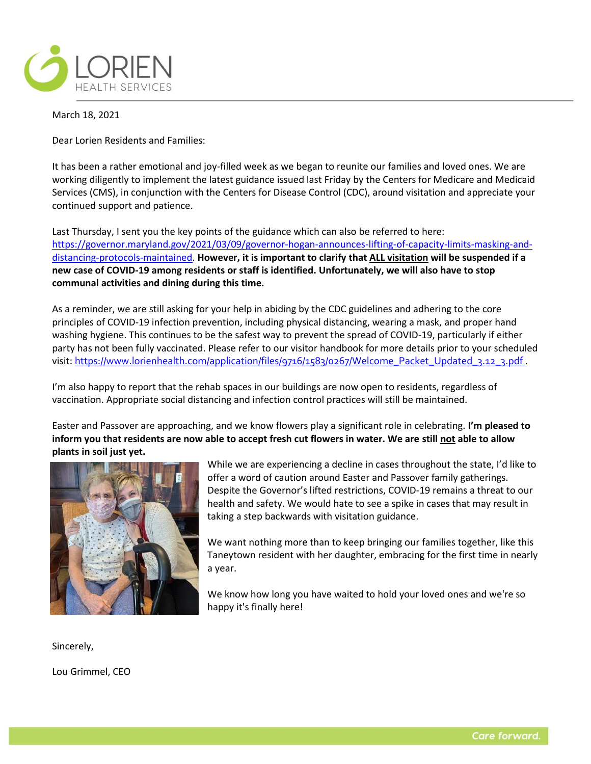LORIEN
HEALTH SERVICES

March 18, 2021

Dear Lorien Residents and Families:

It has been a rather emotional and joy-filled week as we began to reunite our families and loved ones. We are working diligently to implement the latest guidance issued last Friday by the Centers for Medicare and Medicaid Services (CMS), in conjunction with the Centers for Disease Control (CDC), around visitation and appreciate your continued support and patience.

Last Thursday, I sent you the key points of the guidance which can also be referred to here: https://governor.maryland.gov/2021/03/09/governor-hogan-announces-lifting-of-capacity-limits-masking-and-distancing-protocols-maintained. **However, it is important to clarify that ALL visitation will be suspended if a new case of COVID-19 among residents or staff is identified. Unfortunately, we will also have to stop communal activities and dining during this time.**

As a reminder, we are still asking for your help in abiding by the CDC guidelines and adhering to the core principles of COVID-19 infection prevention, including physical distancing, wearing a mask, and proper hand washing hygiene. This continues to be the safest way to prevent the spread of COVID-19, particularly if either party has not been fully vaccinated. Please refer to our visitor handbook for more details prior to your scheduled visit: https://www.lorienhealth.com/application/files/9716/1583/0267/Welcome_Packet_Updated_3.12_3.pdf.

I'm also happy to report that the rehab spaces in our buildings are now open to residents, regardless of vaccination. Appropriate social distancing and infection control practices will still be maintained.

Easter and Passover are approaching, and we know flowers play a significant role in celebrating. **I'm pleased to inform you that residents are now able to accept fresh cut flowers in water. We are still not able to allow plants in soil just yet.**

While we are experiencing a decline in cases throughout the state, I'd like to offer a word of caution around Easter and Passover family gatherings. Despite the Governor's lifted restrictions, COVID-19 remains a threat to our health and safety. We would hate to see a spike in cases that may result in taking a step backwards with visitation guidance.

We want nothing more than to keep bringing our families together, like this Taneytown resident with her daughter, embracing for the first time in nearly a year.

We know how long you have waited to hold your loved ones and we're so happy it's finally here!

Sincerely,

Lou Grimmel, CEO

Care forward.